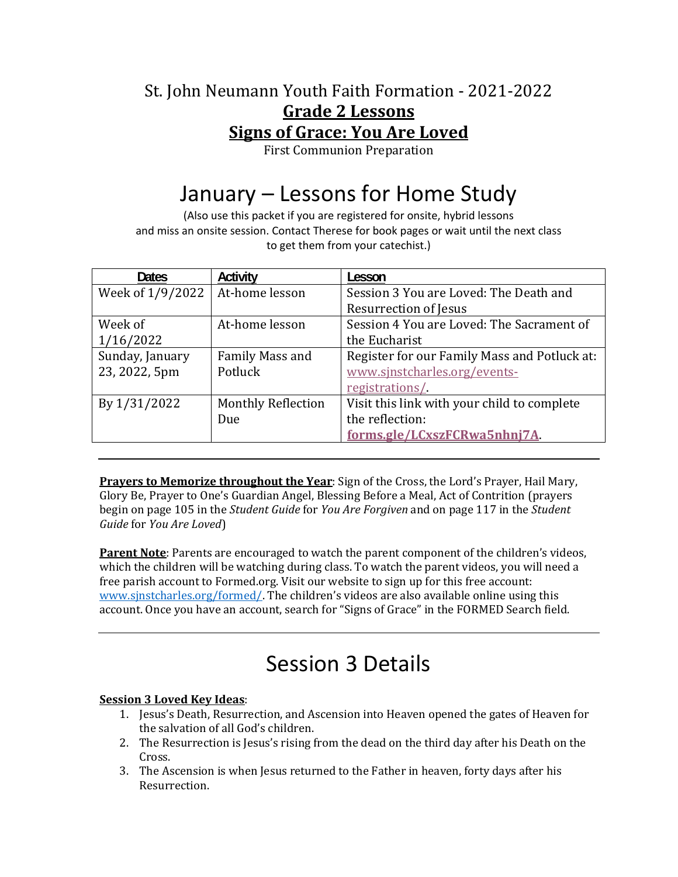# St. John Neumann Youth Faith Formation - 2021-2022

## Grade 2 Lessons

## Signs of Grace: You Are Loved

First Communion Preparation

# January – Lessons for Home Study

(Also use this packet if you are registered for onsite, hybrid lessons and miss an onsite session. Contact Therese for book pages or wait until the next class to get them from your catechist.)

| Dates | Activity | Lesson |
| --- | --- | --- |
| Week of 1/9/2022 | At-home lesson | Session 3 You are Loved: The Death and Resurrection of Jesus |
| Week of 1/16/2022 | At-home lesson | Session 4 You are Loved: The Sacrament of the Eucharist |
| Sunday, January 23, 2022, 5pm | Family Mass and Potluck | Register for our Family Mass and Potluck at: www.sjnstcharles.org/events-registrations/. |
| By 1/31/2022 | Monthly Reflection Due | Visit this link with your child to complete the reflection: **forms.gle/LCxszFCRwa5nhnj7A**. |

---

**Prayers to Memorize throughout the Year**: Sign of the Cross, the Lord's Prayer, Hail Mary, Glory Be, Prayer to One's Guardian Angel, Blessing Before a Meal, Act of Contrition (prayers begin on page 105 in the *Student Guide* for *You Are Forgiven* and on page 117 in the *Student Guide* for *You Are Loved*)

**Parent Note**: Parents are encouraged to watch the parent component of the children's videos, which the children will be watching during class. To watch the parent videos, you will need a free parish account to Formed.org. Visit our website to sign up for this free account: www.sjnstcharles.org/formed/. The children's videos are also available online using this account. Once you have an account, search for "Signs of Grace" in the FORMED Search field.

---

# Session 3 Details

**Session 3 Loved Key Ideas**:

1. Jesus's Death, Resurrection, and Ascension into Heaven opened the gates of Heaven for the salvation of all God's children.
2. The Resurrection is Jesus's rising from the dead on the third day after his Death on the Cross.
3. The Ascension is when Jesus returned to the Father in heaven, forty days after his Resurrection.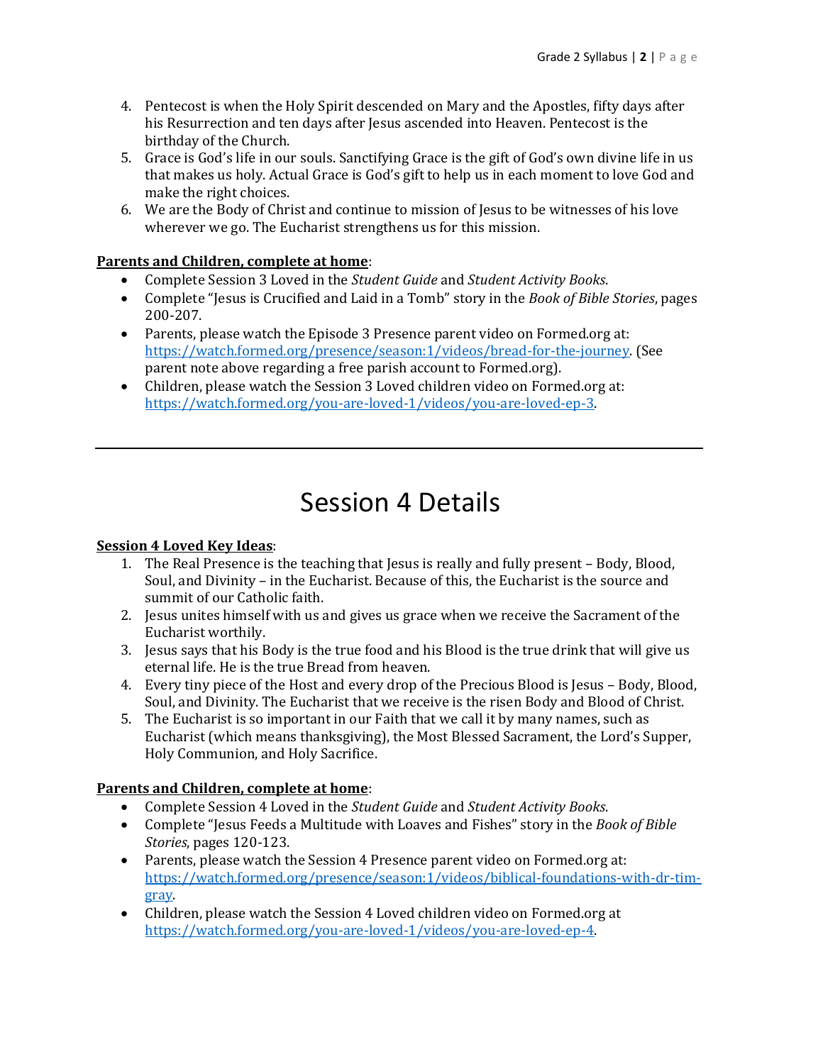4. Pentecost is when the Holy Spirit descended on Mary and the Apostles, fifty days after his Resurrection and ten days after Jesus ascended into Heaven. Pentecost is the birthday of the Church.
5. Grace is God's life in our souls. Sanctifying Grace is the gift of God's own divine life in us that makes us holy. Actual Grace is God's gift to help us in each moment to love God and make the right choices.
6. We are the Body of Christ and continue to mission of Jesus to be witnesses of his love wherever we go. The Eucharist strengthens us for this mission.

**Parents and Children, complete at home**:

- Complete Session 3 Loved in the *Student Guide* and *Student Activity Books*.
- Complete "Jesus is Crucified and Laid in a Tomb" story in the *Book of Bible Stories*, pages 200-207.
- Parents, please watch the Episode 3 Presence parent video on Formed.org at: https://watch.formed.org/presence/season:1/videos/bread-for-the-journey. (See parent note above regarding a free parish account to Formed.org).
- Children, please watch the Session 3 Loved children video on Formed.org at: https://watch.formed.org/you-are-loved-1/videos/you-are-loved-ep-3.

---

# Session 4 Details

**Session 4 Loved Key Ideas**:

1. The Real Presence is the teaching that Jesus is really and fully present – Body, Blood, Soul, and Divinity – in the Eucharist. Because of this, the Eucharist is the source and summit of our Catholic faith.
2. Jesus unites himself with us and gives us grace when we receive the Sacrament of the Eucharist worthily.
3. Jesus says that his Body is the true food and his Blood is the true drink that will give us eternal life. He is the true Bread from heaven.
4. Every tiny piece of the Host and every drop of the Precious Blood is Jesus – Body, Blood, Soul, and Divinity. The Eucharist that we receive is the risen Body and Blood of Christ.
5. The Eucharist is so important in our Faith that we call it by many names, such as Eucharist (which means thanksgiving), the Most Blessed Sacrament, the Lord's Supper, Holy Communion, and Holy Sacrifice.

**Parents and Children, complete at home**:

- Complete Session 4 Loved in the *Student Guide* and *Student Activity Books*.
- Complete "Jesus Feeds a Multitude with Loaves and Fishes" story in the *Book of Bible Stories*, pages 120-123.
- Parents, please watch the Session 4 Presence parent video on Formed.org at: https://watch.formed.org/presence/season:1/videos/biblical-foundations-with-dr-tim-gray.
- Children, please watch the Session 4 Loved children video on Formed.org at https://watch.formed.org/you-are-loved-1/videos/you-are-loved-ep-4.